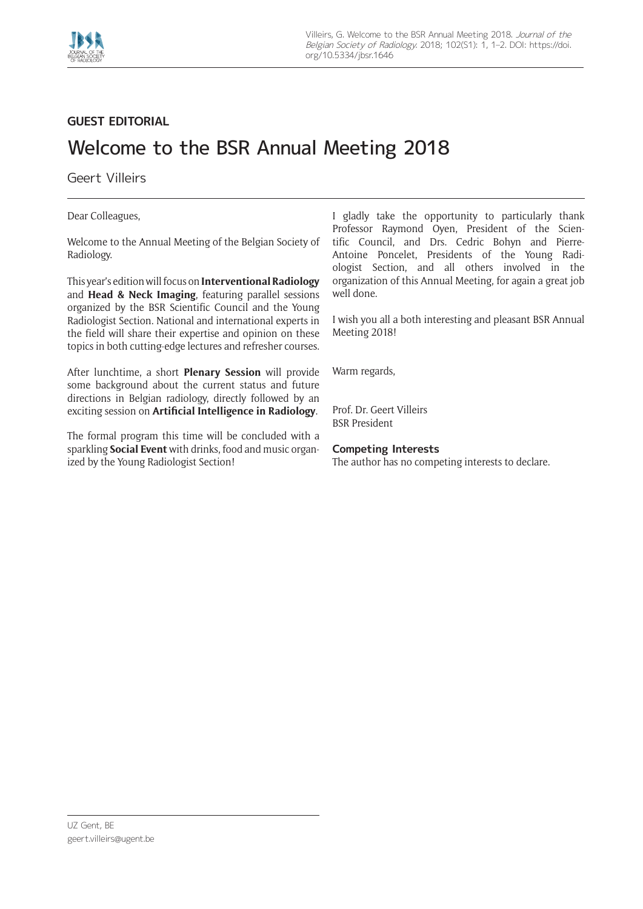**GUEST EDITORIAL**

# Welcome to the BSR Annual Meeting 2018

Geert Villeirs

Dear Colleagues,

Welcome to the Annual Meeting of the Belgian Society of Radiology.

This year's edition will focus on **Interventional Radiology** and **Head & Neck Imaging**, featuring parallel sessions organized by the BSR Scientific Council and the Young Radiologist Section. National and international experts in the field will share their expertise and opinion on these topics in both cutting-edge lectures and refresher courses.

After lunchtime, a short **Plenary Session** will provide some background about the current status and future directions in Belgian radiology, directly followed by an exciting session on **Artificial Intelligence in Radiology**.

The formal program this time will be concluded with a sparkling **Social Event** with drinks, food and music organized by the Young Radiologist Section!

I gladly take the opportunity to particularly thank Professor Raymond Oyen, President of the Scientific Council, and Drs. Cedric Bohyn and Pierre-Antoine Poncelet, Presidents of the Young Radiologist Section, and all others involved in the organization of this Annual Meeting, for again a great job well done.

I wish you all a both interesting and pleasant BSR Annual Meeting 2018!

Warm regards,

Prof. Dr. Geert Villeirs
BSR President

### Competing Interests

The author has no competing interests to declare.

UZ Gent, BE
geert.villeirs@ugent.be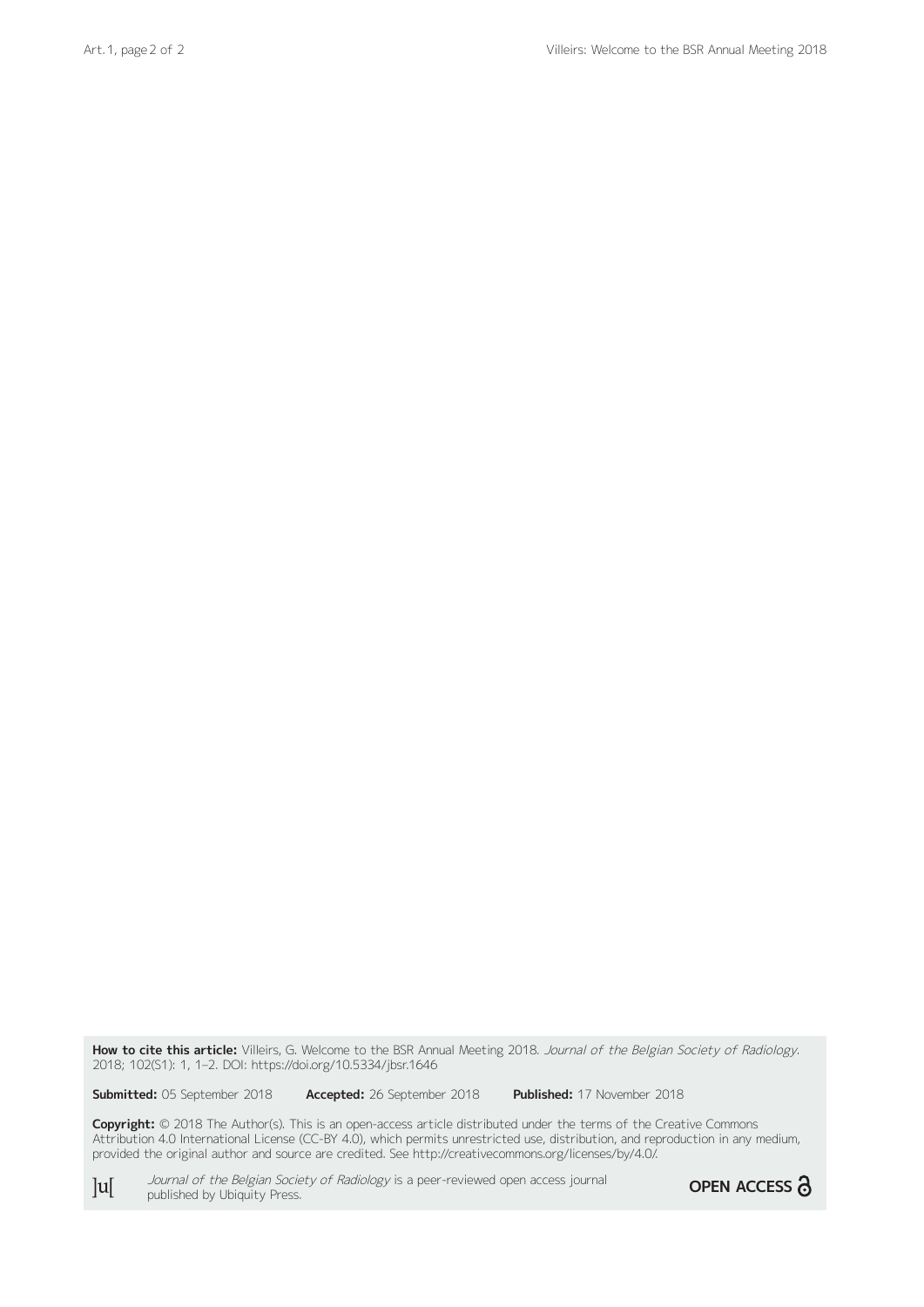**How to cite this article:** Villeirs, G. Welcome to the BSR Annual Meeting 2018. *Journal of the Belgian Society of Radiology*. 2018; 102(S1): 1, 1–2. DOI: https://doi.org/10.5334/jbsr.1646

**Submitted:** 05 September 2018 **Accepted:** 26 September 2018 **Published:** 17 November 2018

**Copyright:** © 2018 The Author(s). This is an open-access article distributed under the terms of the Creative Commons Attribution 4.0 International License (CC-BY 4.0), which permits unrestricted use, distribution, and reproduction in any medium, provided the original author and source are credited. See http://creativecommons.org/licenses/by/4.0/.

*Journal of the Belgian Society of Radiology* is a peer-reviewed open access journal published by Ubiquity Press.

OPEN ACCESS